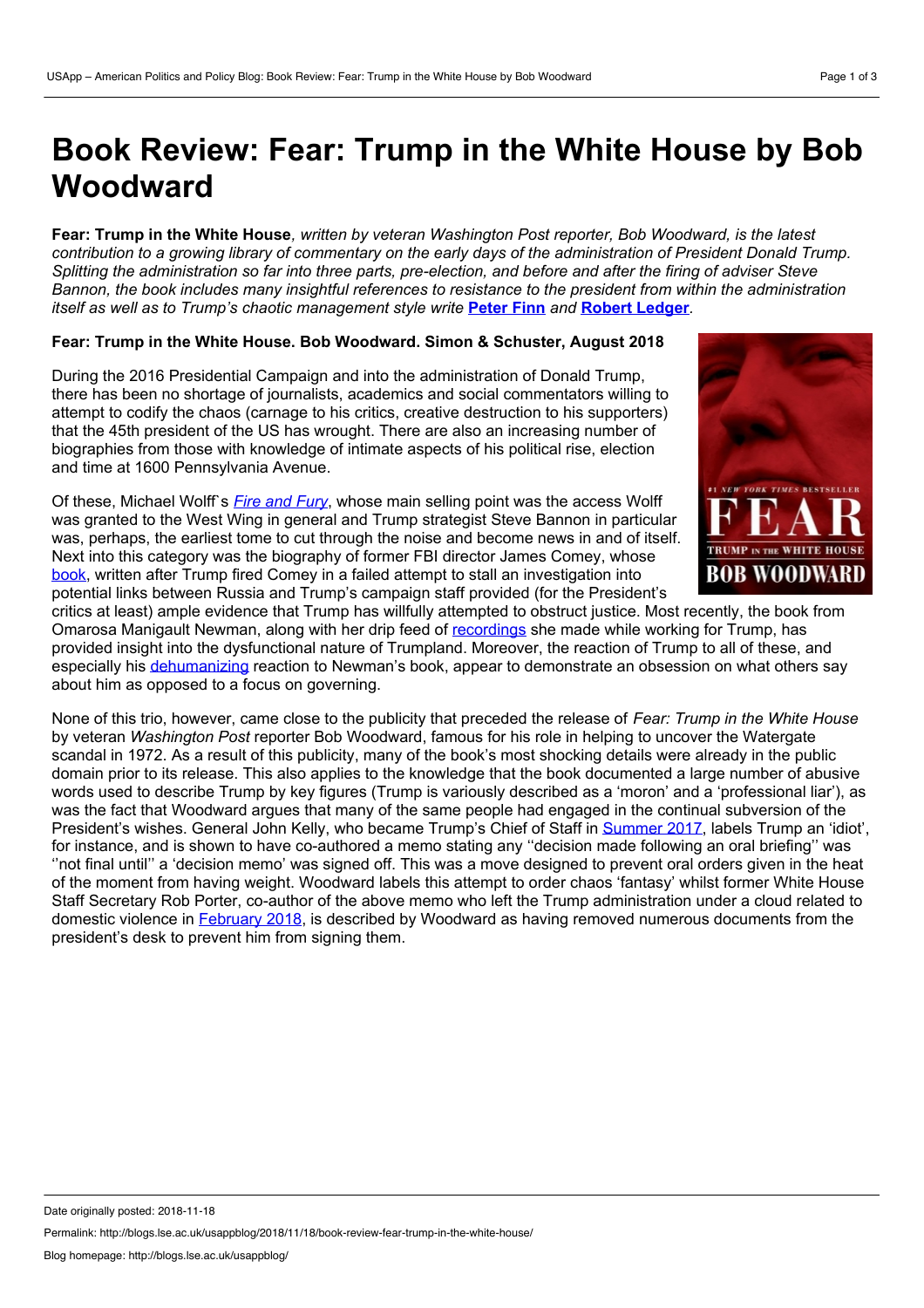# Book Review: Fear: Trump in the White House by Bob Woodward

**Fear: Trump in the White House***, written by veteran Washington Post reporter, Bob Woodward, is the latest contribution to a growing library of commentary on the early days of the administration of President Donald Trump. Splitting the administration so far into three parts, pre-election, and before and after the firing of adviser Steve Bannon, the book includes many insightful references to resistance to the president from within the administration itself as well as to Trump's chaotic management style write* **Peter Finn** *and* **Robert Ledger**.

**Fear: Trump in the White House. Bob Woodward. Simon & Schuster, August 2018**

During the 2016 Presidential Campaign and into the administration of Donald Trump, there has been no shortage of journalists, academics and social commentators willing to attempt to codify the chaos (carnage to his critics, creative destruction to his supporters) that the 45th president of the US has wrought. There are also an increasing number of biographies from those with knowledge of intimate aspects of his political rise, election and time at 1600 Pennsylvania Avenue.

Of these, Michael Wolff`s *Fire and Fury*, whose main selling point was the access Wolff was granted to the West Wing in general and Trump strategist Steve Bannon in particular was, perhaps, the earliest tome to cut through the noise and become news in and of itself. Next into this category was the biography of former FBI director James Comey, whose book, written after Trump fired Comey in a failed attempt to stall an investigation into potential links between Russia and Trump's campaign staff provided (for the President's critics at least) ample evidence that Trump has willfully attempted to obstruct justice. Most recently, the book from Omarosa Manigault Newman, along with her drip feed of recordings she made while working for Trump, has provided insight into the dysfunctional nature of Trumpland. Moreover, the reaction of Trump to all of these, and especially his dehumanizing reaction to Newman's book, appear to demonstrate an obsession on what others say about him as opposed to a focus on governing.

None of this trio, however, came close to the publicity that preceded the release of *Fear: Trump in the White House* by veteran *Washington Post* reporter Bob Woodward, famous for his role in helping to uncover the Watergate scandal in 1972. As a result of this publicity, many of the book's most shocking details were already in the public domain prior to its release. This also applies to the knowledge that the book documented a large number of abusive words used to describe Trump by key figures (Trump is variously described as a 'moron' and a 'professional liar'), as was the fact that Woodward argues that many of the same people had engaged in the continual subversion of the President's wishes. General John Kelly, who became Trump's Chief of Staff in Summer 2017, labels Trump an 'idiot', for instance, and is shown to have co-authored a memo stating any ''decision made following an oral briefing'' was ''not final until'' a 'decision memo' was signed off. This was a move designed to prevent oral orders given in the heat of the moment from having weight. Woodward labels this attempt to order chaos 'fantasy' whilst former White House Staff Secretary Rob Porter, co-author of the above memo who left the Trump administration under a cloud related to domestic violence in February 2018, is described by Woodward as having removed numerous documents from the president's desk to prevent him from signing them.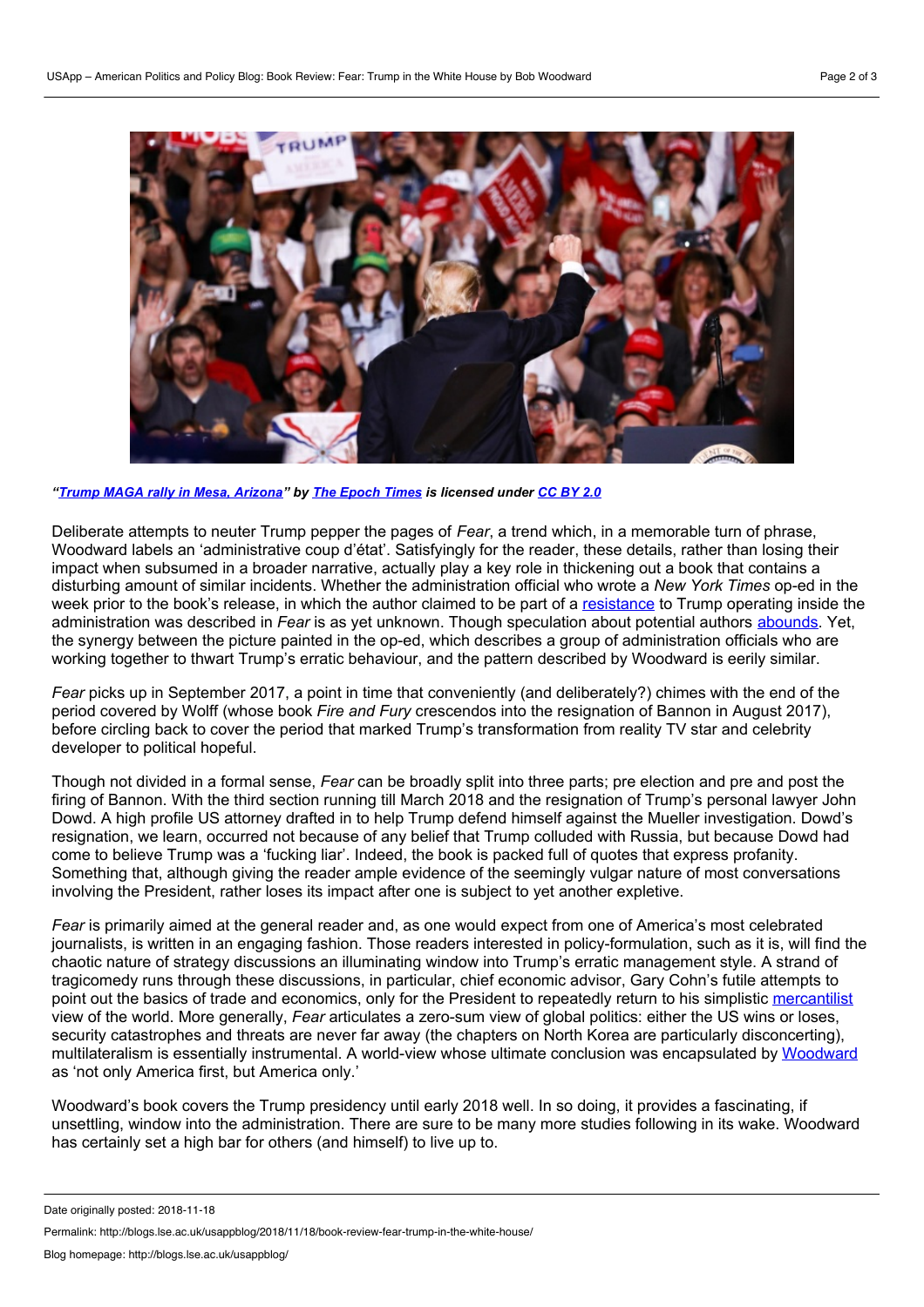*"[Trump MAGA rally in Mesa, Arizona](#)" by [The Epoch Times](#) is licensed under [CC BY 2.0](#)*

Deliberate attempts to neuter Trump pepper the pages of *Fear*, a trend which, in a memorable turn of phrase, Woodward labels an 'administrative coup d'état'. Satisfyingly for the reader, these details, rather than losing their impact when subsumed in a broader narrative, actually play a key role in thickening out a book that contains a disturbing amount of similar incidents. Whether the administration official who wrote a *New York Times* op-ed in the week prior to the book's release, in which the author claimed to be part of a resistance to Trump operating inside the administration was described in *Fear* is as yet unknown. Though speculation about potential authors abounds. Yet, the synergy between the picture painted in the op-ed, which describes a group of administration officials who are working together to thwart Trump's erratic behaviour, and the pattern described by Woodward is eerily similar.

*Fear* picks up in September 2017, a point in time that conveniently (and deliberately?) chimes with the end of the period covered by Wolff (whose book *Fire and Fury* crescendos into the resignation of Bannon in August 2017), before circling back to cover the period that marked Trump's transformation from reality TV star and celebrity developer to political hopeful.

Though not divided in a formal sense, *Fear* can be broadly split into three parts; pre election and pre and post the firing of Bannon. With the third section running till March 2018 and the resignation of Trump's personal lawyer John Dowd. A high profile US attorney drafted in to help Trump defend himself against the Mueller investigation. Dowd's resignation, we learn, occurred not because of any belief that Trump colluded with Russia, but because Dowd had come to believe Trump was a 'fucking liar'. Indeed, the book is packed full of quotes that express profanity. Something that, although giving the reader ample evidence of the seemingly vulgar nature of most conversations involving the President, rather loses its impact after one is subject to yet another expletive.

*Fear* is primarily aimed at the general reader and, as one would expect from one of America's most celebrated journalists, is written in an engaging fashion. Those readers interested in policy-formulation, such as it is, will find the chaotic nature of strategy discussions an illuminating window into Trump's erratic management style. A strand of tragicomedy runs through these discussions, in particular, chief economic advisor, Gary Cohn's futile attempts to point out the basics of trade and economics, only for the President to repeatedly return to his simplistic mercantilist view of the world. More generally, *Fear* articulates a zero-sum view of global politics: either the US wins or loses, security catastrophes and threats are never far away (the chapters on North Korea are particularly disconcerting), multilateralism is essentially instrumental. A world-view whose ultimate conclusion was encapsulated by Woodward as 'not only America first, but America only.'

Woodward's book covers the Trump presidency until early 2018 well. In so doing, it provides a fascinating, if unsettling, window into the administration. There are sure to be many more studies following in its wake. Woodward has certainly set a high bar for others (and himself) to live up to.

Date originally posted: 2018-11-18

Permalink: http://blogs.lse.ac.uk/usappblog/2018/11/18/book-review-fear-trump-in-the-white-house/

Blog homepage: http://blogs.lse.ac.uk/usappblog/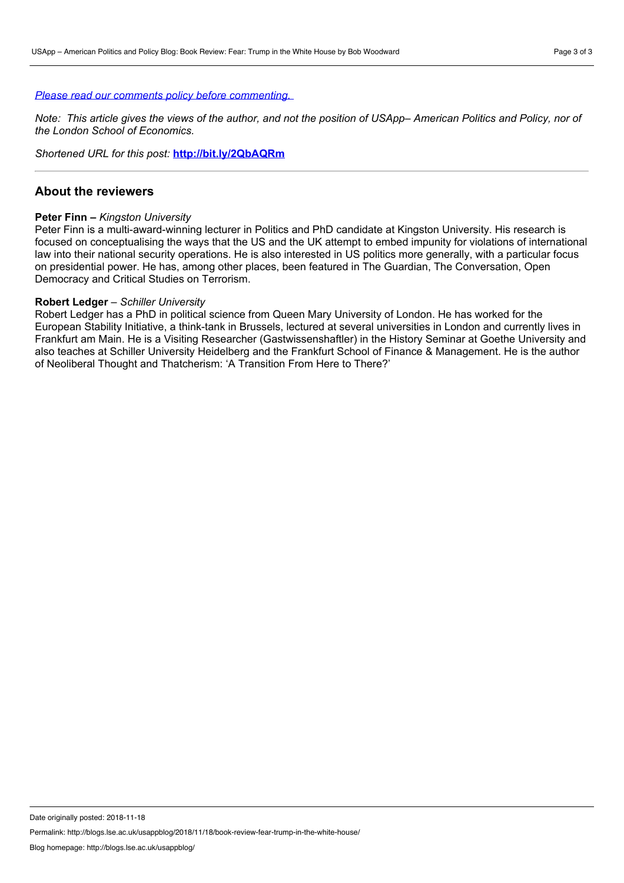*Please read our comments policy before commenting.*

*Note: This article gives the views of the author, and not the position of USApp– American Politics and Policy, nor of the London School of Economics.*

*Shortened URL for this post:* **http://bit.ly/2QbAQRm**

---

## About the reviewers

**Peter Finn –** *Kingston University*
Peter Finn is a multi-award-winning lecturer in Politics and PhD candidate at Kingston University. His research is focused on conceptualising the ways that the US and the UK attempt to embed impunity for violations of international law into their national security operations. He is also interested in US politics more generally, with a particular focus on presidential power. He has, among other places, been featured in The Guardian, The Conversation, Open Democracy and Critical Studies on Terrorism.

**Robert Ledger** – *Schiller University*
Robert Ledger has a PhD in political science from Queen Mary University of London. He has worked for the European Stability Initiative, a think-tank in Brussels, lectured at several universities in London and currently lives in Frankfurt am Main. He is a Visiting Researcher (Gastwissenshaftler) in the History Seminar at Goethe University and also teaches at Schiller University Heidelberg and the Frankfurt School of Finance & Management. He is the author of Neoliberal Thought and Thatcherism: 'A Transition From Here to There?'

Date originally posted: 2018-11-18

Permalink: http://blogs.lse.ac.uk/usappblog/2018/11/18/book-review-fear-trump-in-the-white-house/

Blog homepage: http://blogs.lse.ac.uk/usappblog/